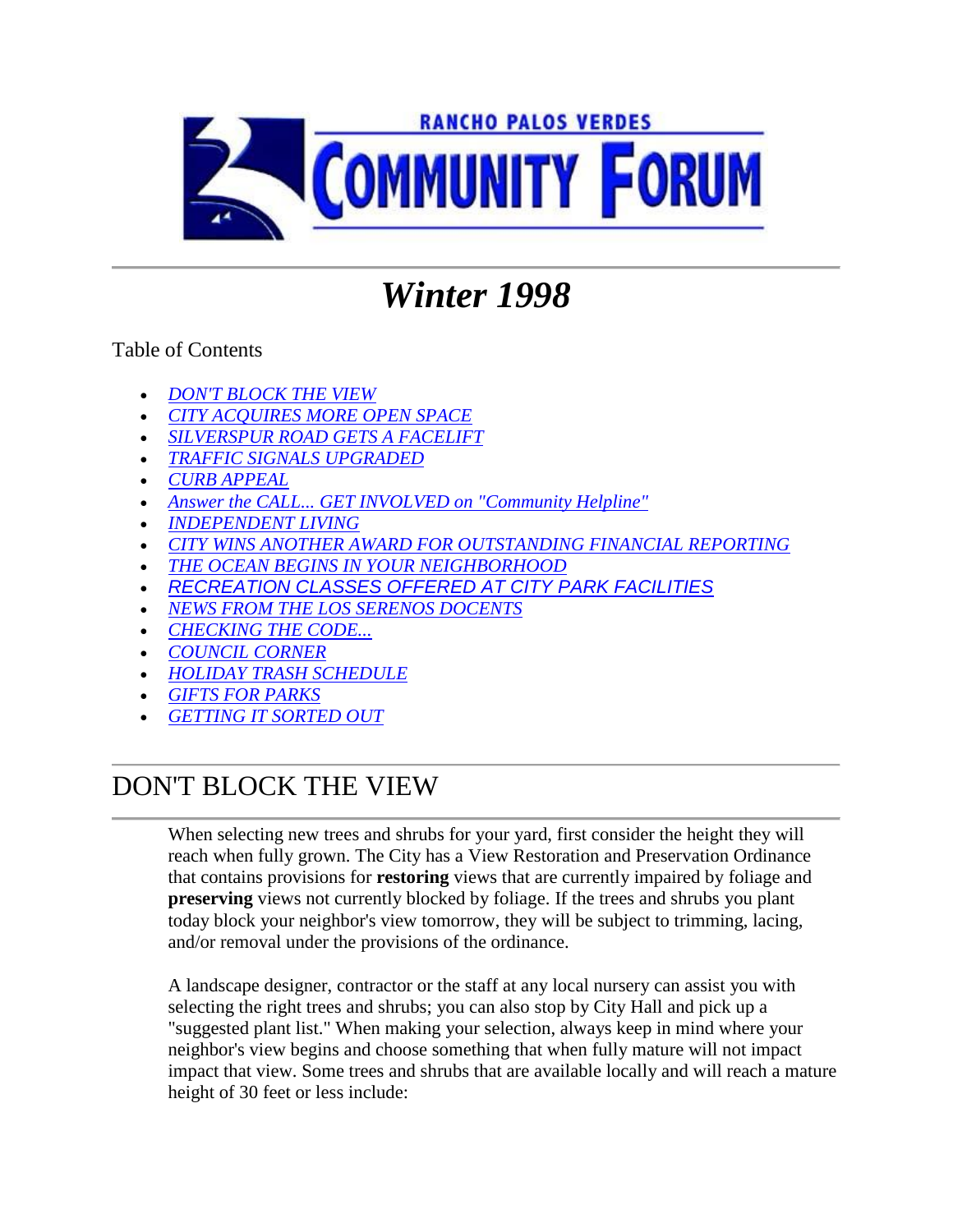RANCHO PALOS VERDES

# COMMUNITY FORUM

## *Winter 1998*

Table of Contents

- *DON'T BLOCK THE VIEW*
- *CITY ACQUIRES MORE OPEN SPACE*
- *SILVERSPUR ROAD GETS A FACELIFT*
- *TRAFFIC SIGNALS UPGRADED*
- *CURB APPEAL*
- *Answer the CALL... GET INVOLVED on "Community Helpline"*
- *INDEPENDENT LIVING*
- *CITY WINS ANOTHER AWARD FOR OUTSTANDING FINANCIAL REPORTING*
- *THE OCEAN BEGINS IN YOUR NEIGHBORHOOD*
- *RECREATION CLASSES OFFERED AT CITY PARK FACILITIES*
- *NEWS FROM THE LOS SERENOS DOCENTS*
- *CHECKING THE CODE...*
- *COUNCIL CORNER*
- *HOLIDAY TRASH SCHEDULE*
- *GIFTS FOR PARKS*
- *GETTING IT SORTED OUT*

## DON'T BLOCK THE VIEW

When selecting new trees and shrubs for your yard, first consider the height they will reach when fully grown. The City has a View Restoration and Preservation Ordinance that contains provisions for **restoring** views that are currently impaired by foliage and **preserving** views not currently blocked by foliage. If the trees and shrubs you plant today block your neighbor's view tomorrow, they will be subject to trimming, lacing, and/or removal under the provisions of the ordinance.

A landscape designer, contractor or the staff at any local nursery can assist you with selecting the right trees and shrubs; you can also stop by City Hall and pick up a "suggested plant list." When making your selection, always keep in mind where your neighbor's view begins and choose something that when fully mature will not impact impact that view. Some trees and shrubs that are available locally and will reach a mature height of 30 feet or less include: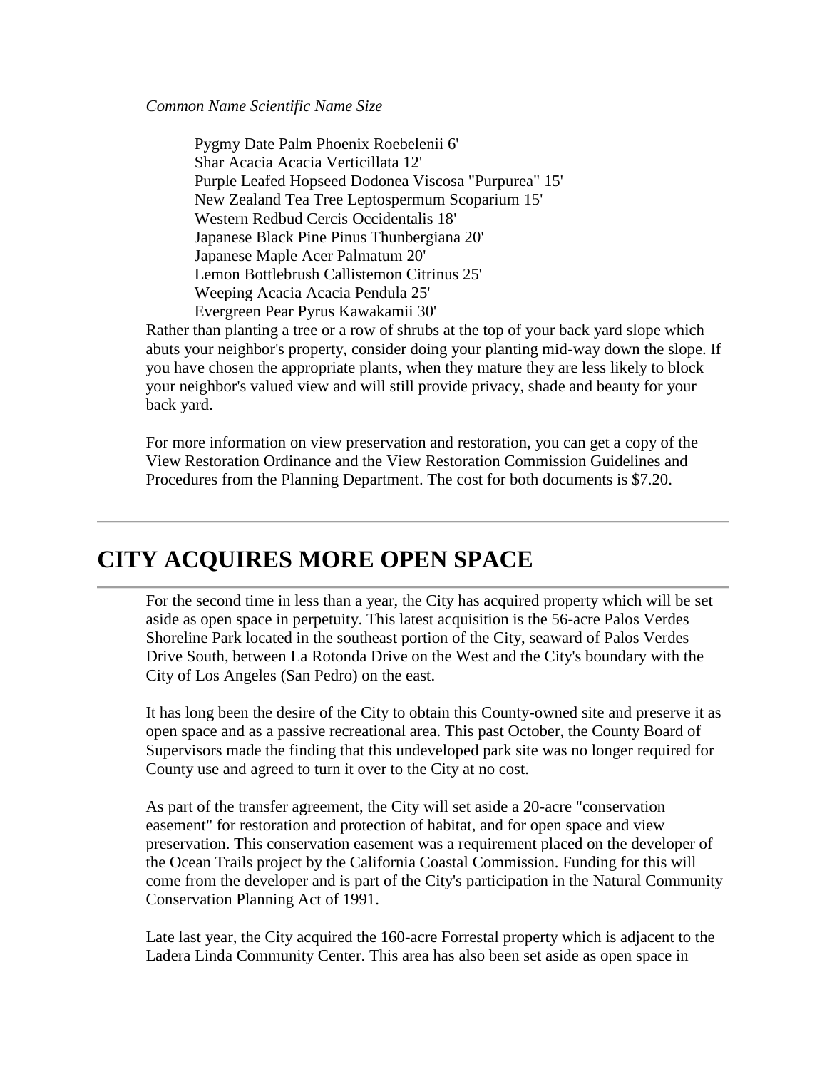*Common Name Scientific Name Size*

Pygmy Date Palm Phoenix Roebelenii 6'
Shar Acacia Acacia Verticillata 12'
Purple Leafed Hopseed Dodonea Viscosa "Purpurea" 15'
New Zealand Tea Tree Leptospermum Scoparium 15'
Western Redbud Cercis Occidentalis 18'
Japanese Black Pine Pinus Thunbergiana 20'
Japanese Maple Acer Palmatum 20'
Lemon Bottlebrush Callistemon Citrinus 25'
Weeping Acacia Acacia Pendula 25'
Evergreen Pear Pyrus Kawakamii 30'

Rather than planting a tree or a row of shrubs at the top of your back yard slope which abuts your neighbor's property, consider doing your planting mid-way down the slope. If you have chosen the appropriate plants, when they mature they are less likely to block your neighbor's valued view and will still provide privacy, shade and beauty for your back yard.

For more information on view preservation and restoration, you can get a copy of the View Restoration Ordinance and the View Restoration Commission Guidelines and Procedures from the Planning Department. The cost for both documents is $7.20.

---

## CITY ACQUIRES MORE OPEN SPACE

For the second time in less than a year, the City has acquired property which will be set aside as open space in perpetuity. This latest acquisition is the 56-acre Palos Verdes Shoreline Park located in the southeast portion of the City, seaward of Palos Verdes Drive South, between La Rotonda Drive on the West and the City's boundary with the City of Los Angeles (San Pedro) on the east.

It has long been the desire of the City to obtain this County-owned site and preserve it as open space and as a passive recreational area. This past October, the County Board of Supervisors made the finding that this undeveloped park site was no longer required for County use and agreed to turn it over to the City at no cost.

As part of the transfer agreement, the City will set aside a 20-acre "conservation easement" for restoration and protection of habitat, and for open space and view preservation. This conservation easement was a requirement placed on the developer of the Ocean Trails project by the California Coastal Commission. Funding for this will come from the developer and is part of the City's participation in the Natural Community Conservation Planning Act of 1991.

Late last year, the City acquired the 160-acre Forrestal property which is adjacent to the Ladera Linda Community Center. This area has also been set aside as open space in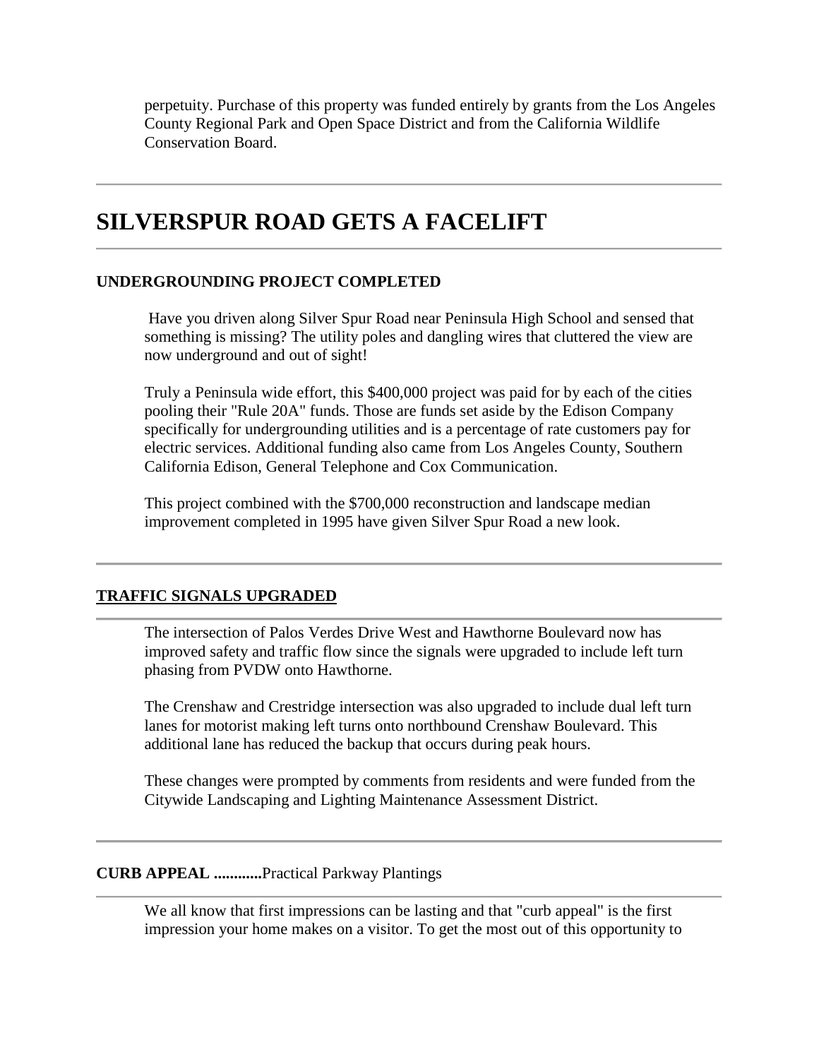perpetuity. Purchase of this property was funded entirely by grants from the Los Angeles County Regional Park and Open Space District and from the California Wildlife Conservation Board.

---

# SILVERSPUR ROAD GETS A FACELIFT

---

**UNDERGROUNDING PROJECT COMPLETED**

Have you driven along Silver Spur Road near Peninsula High School and sensed that something is missing? The utility poles and dangling wires that cluttered the view are now underground and out of sight!

Truly a Peninsula wide effort, this $400,000 project was paid for by each of the cities pooling their "Rule 20A" funds. Those are funds set aside by the Edison Company specifically for undergrounding utilities and is a percentage of rate customers pay for electric services. Additional funding also came from Los Angeles County, Southern California Edison, General Telephone and Cox Communication.

This project combined with the $700,000 reconstruction and landscape median improvement completed in 1995 have given Silver Spur Road a new look.

---

**TRAFFIC SIGNALS UPGRADED**

---

The intersection of Palos Verdes Drive West and Hawthorne Boulevard now has improved safety and traffic flow since the signals were upgraded to include left turn phasing from PVDW onto Hawthorne.

The Crenshaw and Crestridge intersection was also upgraded to include dual left turn lanes for motorist making left turns onto northbound Crenshaw Boulevard. This additional lane has reduced the backup that occurs during peak hours.

These changes were prompted by comments from residents and were funded from the Citywide Landscaping and Lighting Maintenance Assessment District.

---

**CURB APPEAL ............**Practical Parkway Plantings

---

We all know that first impressions can be lasting and that "curb appeal" is the first impression your home makes on a visitor. To get the most out of this opportunity to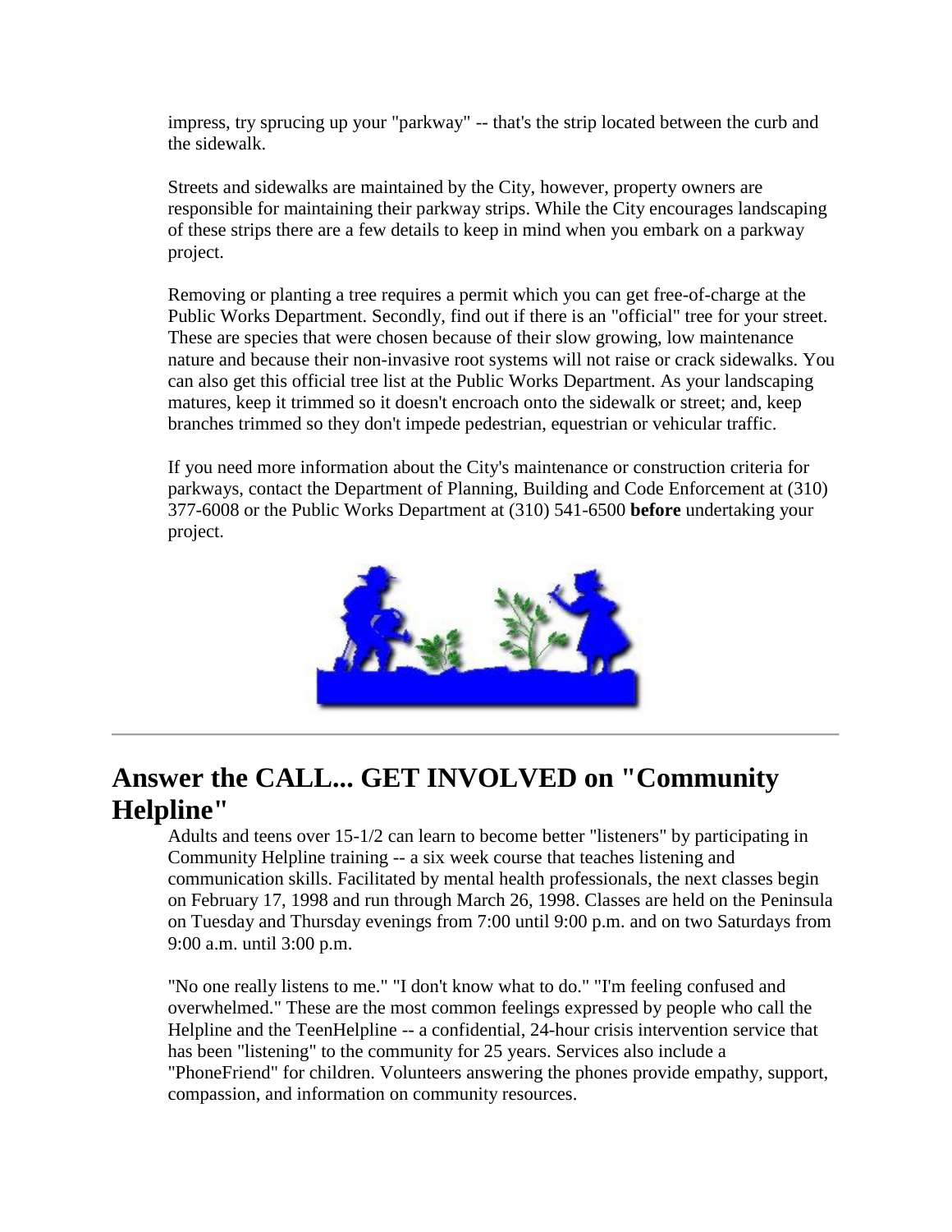impress, try sprucing up your "parkway" -- that's the strip located between the curb and the sidewalk.

Streets and sidewalks are maintained by the City, however, property owners are responsible for maintaining their parkway strips. While the City encourages landscaping of these strips there are a few details to keep in mind when you embark on a parkway project.

Removing or planting a tree requires a permit which you can get free-of-charge at the Public Works Department. Secondly, find out if there is an "official" tree for your street. These are species that were chosen because of their slow growing, low maintenance nature and because their non-invasive root systems will not raise or crack sidewalks. You can also get this official tree list at the Public Works Department. As your landscaping matures, keep it trimmed so it doesn't encroach onto the sidewalk or street; and, keep branches trimmed so they don't impede pedestrian, equestrian or vehicular traffic.

If you need more information about the City's maintenance or construction criteria for parkways, contact the Department of Planning, Building and Code Enforcement at (310) 377-6008 or the Public Works Department at (310) 541-6500 **before** undertaking your project.

---

## Answer the CALL... GET INVOLVED on "Community Helpline"

Adults and teens over 15-1/2 can learn to become better "listeners" by participating in Community Helpline training -- a six week course that teaches listening and communication skills. Facilitated by mental health professionals, the next classes begin on February 17, 1998 and run through March 26, 1998. Classes are held on the Peninsula on Tuesday and Thursday evenings from 7:00 until 9:00 p.m. and on two Saturdays from 9:00 a.m. until 3:00 p.m.

"No one really listens to me." "I don't know what to do." "I'm feeling confused and overwhelmed." These are the most common feelings expressed by people who call the Helpline and the TeenHelpline -- a confidential, 24-hour crisis intervention service that has been "listening" to the community for 25 years. Services also include a "PhoneFriend" for children. Volunteers answering the phones provide empathy, support, compassion, and information on community resources.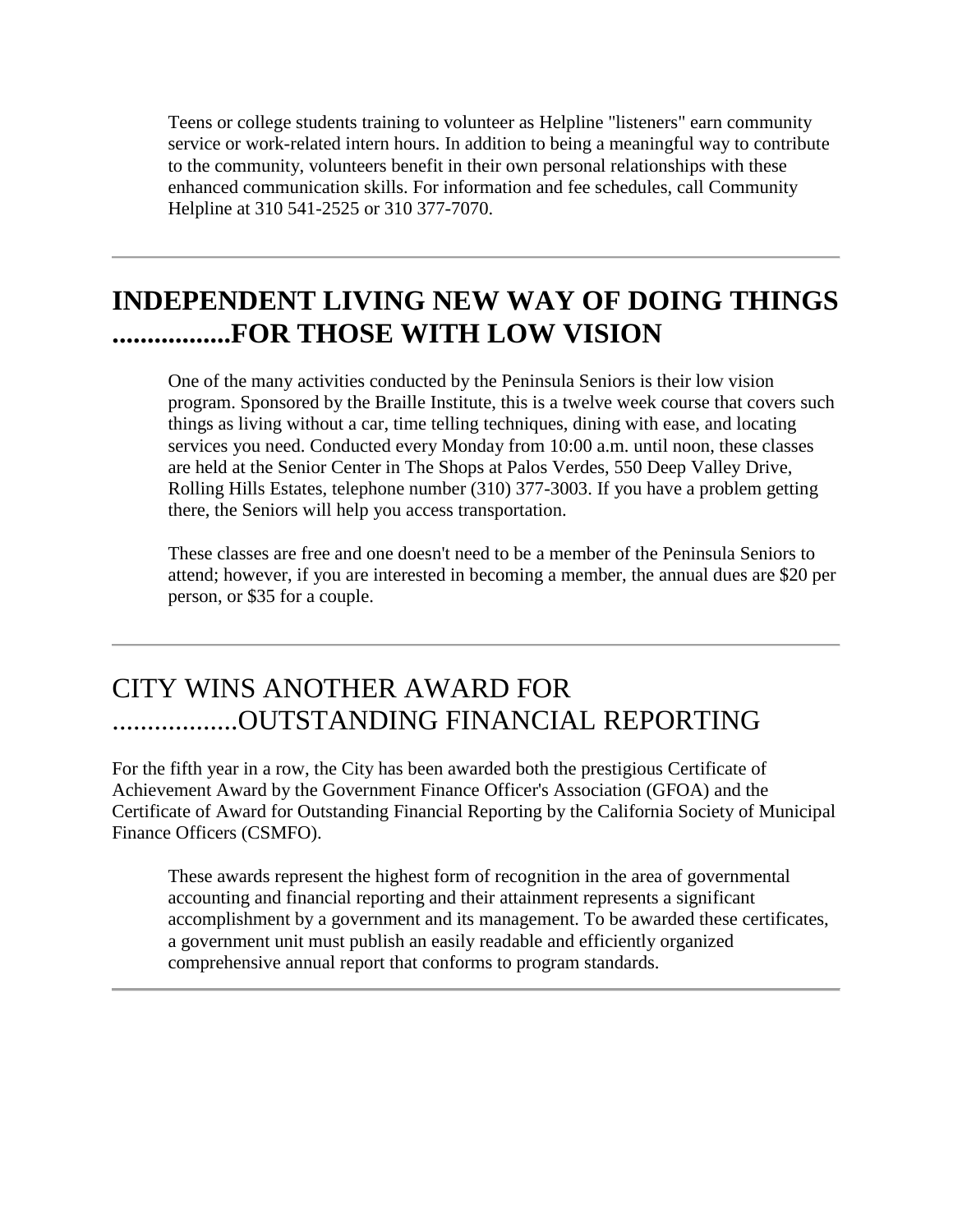Teens or college students training to volunteer as Helpline "listeners" earn community service or work-related intern hours. In addition to being a meaningful way to contribute to the community, volunteers benefit in their own personal relationships with these enhanced communication skills. For information and fee schedules, call Community Helpline at 310 541-2525 or 310 377-7070.

---

## INDEPENDENT LIVING NEW WAY OF DOING THINGS .................FOR THOSE WITH LOW VISION

One of the many activities conducted by the Peninsula Seniors is their low vision program. Sponsored by the Braille Institute, this is a twelve week course that covers such things as living without a car, time telling techniques, dining with ease, and locating services you need. Conducted every Monday from 10:00 a.m. until noon, these classes are held at the Senior Center in The Shops at Palos Verdes, 550 Deep Valley Drive, Rolling Hills Estates, telephone number (310) 377-3003. If you have a problem getting there, the Seniors will help you access transportation.

These classes are free and one doesn't need to be a member of the Peninsula Seniors to attend; however, if you are interested in becoming a member, the annual dues are $20 per person, or $35 for a couple.

---

## CITY WINS ANOTHER AWARD FOR ..................OUTSTANDING FINANCIAL REPORTING

For the fifth year in a row, the City has been awarded both the prestigious Certificate of Achievement Award by the Government Finance Officer's Association (GFOA) and the Certificate of Award for Outstanding Financial Reporting by the California Society of Municipal Finance Officers (CSMFO).

These awards represent the highest form of recognition in the area of governmental accounting and financial reporting and their attainment represents a significant accomplishment by a government and its management. To be awarded these certificates, a government unit must publish an easily readable and efficiently organized comprehensive annual report that conforms to program standards.

---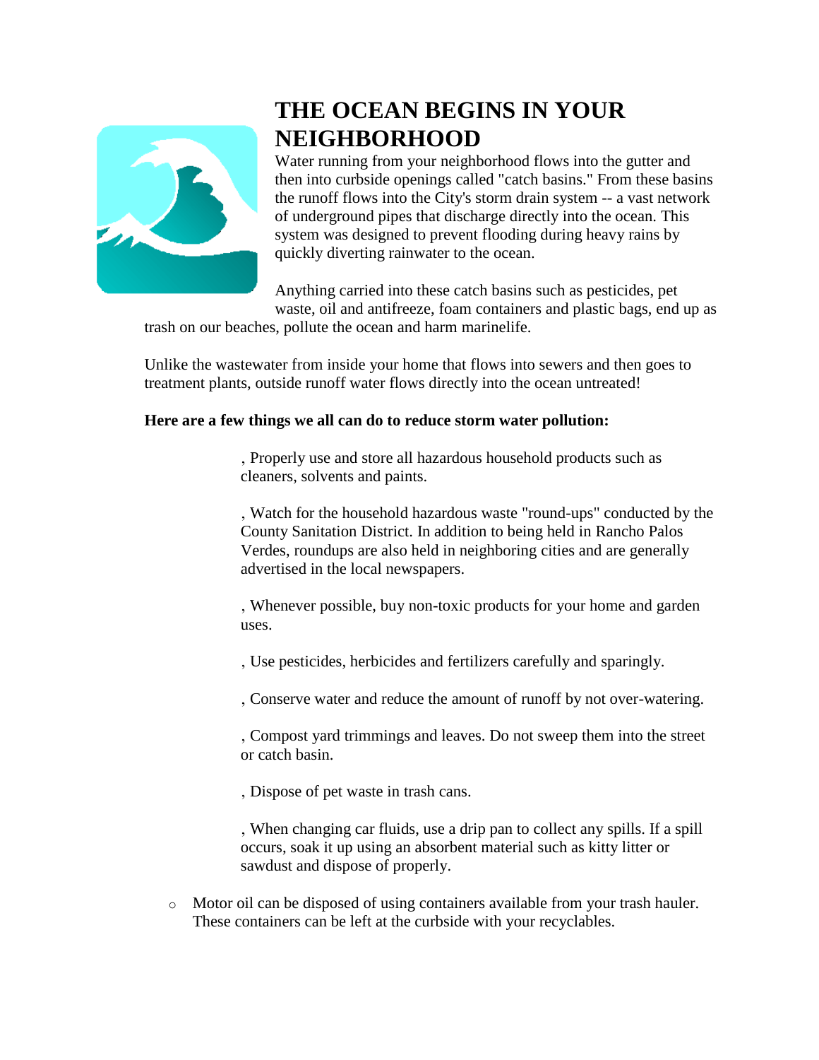# THE OCEAN BEGINS IN YOUR NEIGHBORHOOD

Water running from your neighborhood flows into the gutter and then into curbside openings called "catch basins." From these basins the runoff flows into the City's storm drain system -- a vast network of underground pipes that discharge directly into the ocean. This system was designed to prevent flooding during heavy rains by quickly diverting rainwater to the ocean.

Anything carried into these catch basins such as pesticides, pet waste, oil and antifreeze, foam containers and plastic bags, end up as trash on our beaches, pollute the ocean and harm marinelife.

Unlike the wastewater from inside your home that flows into sewers and then goes to treatment plants, outside runoff water flows directly into the ocean untreated!

**Here are a few things we all can do to reduce storm water pollution:**

, Properly use and store all hazardous household products such as cleaners, solvents and paints.

, Watch for the household hazardous waste "round-ups" conducted by the County Sanitation District. In addition to being held in Rancho Palos Verdes, roundups are also held in neighboring cities and are generally advertised in the local newspapers.

, Whenever possible, buy non-toxic products for your home and garden uses.

, Use pesticides, herbicides and fertilizers carefully and sparingly.

, Conserve water and reduce the amount of runoff by not over-watering.

, Compost yard trimmings and leaves. Do not sweep them into the street or catch basin.

, Dispose of pet waste in trash cans.

, When changing car fluids, use a drip pan to collect any spills. If a spill occurs, soak it up using an absorbent material such as kitty litter or sawdust and dispose of properly.

- Motor oil can be disposed of using containers available from your trash hauler. These containers can be left at the curbside with your recyclables.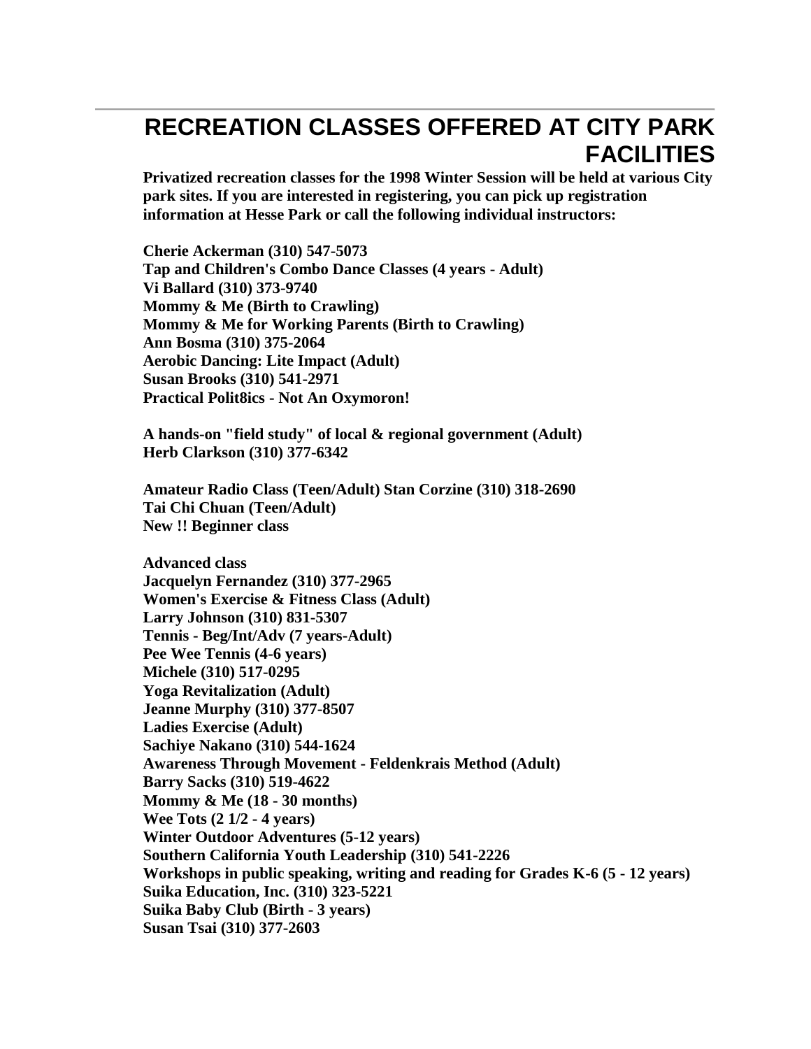# RECREATION CLASSES OFFERED AT CITY PARK FACILITIES

**Privatized recreation classes for the 1998 Winter Session will be held at various City park sites. If you are interested in registering, you can pick up registration information at Hesse Park or call the following individual instructors:**

**Cherie Ackerman (310) 547-5073**
**Tap and Children's Combo Dance Classes (4 years - Adult)**
**Vi Ballard (310) 373-9740**
**Mommy & Me (Birth to Crawling)**
**Mommy & Me for Working Parents (Birth to Crawling)**
**Ann Bosma (310) 375-2064**
**Aerobic Dancing: Lite Impact (Adult)**
**Susan Brooks (310) 541-2971**
**Practical Polit8ics - Not An Oxymoron!**

**A hands-on "field study" of local & regional government (Adult)**
**Herb Clarkson (310) 377-6342**

**Amateur Radio Class (Teen/Adult) Stan Corzine (310) 318-2690**
**Tai Chi Chuan (Teen/Adult)**
**New !! Beginner class**

**Advanced class**
**Jacquelyn Fernandez (310) 377-2965**
**Women's Exercise & Fitness Class (Adult)**
**Larry Johnson (310) 831-5307**
**Tennis - Beg/Int/Adv (7 years-Adult)**
**Pee Wee Tennis (4-6 years)**
**Michele (310) 517-0295**
**Yoga Revitalization (Adult)**
**Jeanne Murphy (310) 377-8507**
**Ladies Exercise (Adult)**
**Sachiye Nakano (310) 544-1624**
**Awareness Through Movement - Feldenkrais Method (Adult)**
**Barry Sacks (310) 519-4622**
**Mommy & Me (18 - 30 months)**
**Wee Tots (2 1/2 - 4 years)**
**Winter Outdoor Adventures (5-12 years)**
**Southern California Youth Leadership (310) 541-2226**
**Workshops in public speaking, writing and reading for Grades K-6 (5 - 12 years)**
**Suika Education, Inc. (310) 323-5221**
**Suika Baby Club (Birth - 3 years)**
**Susan Tsai (310) 377-2603**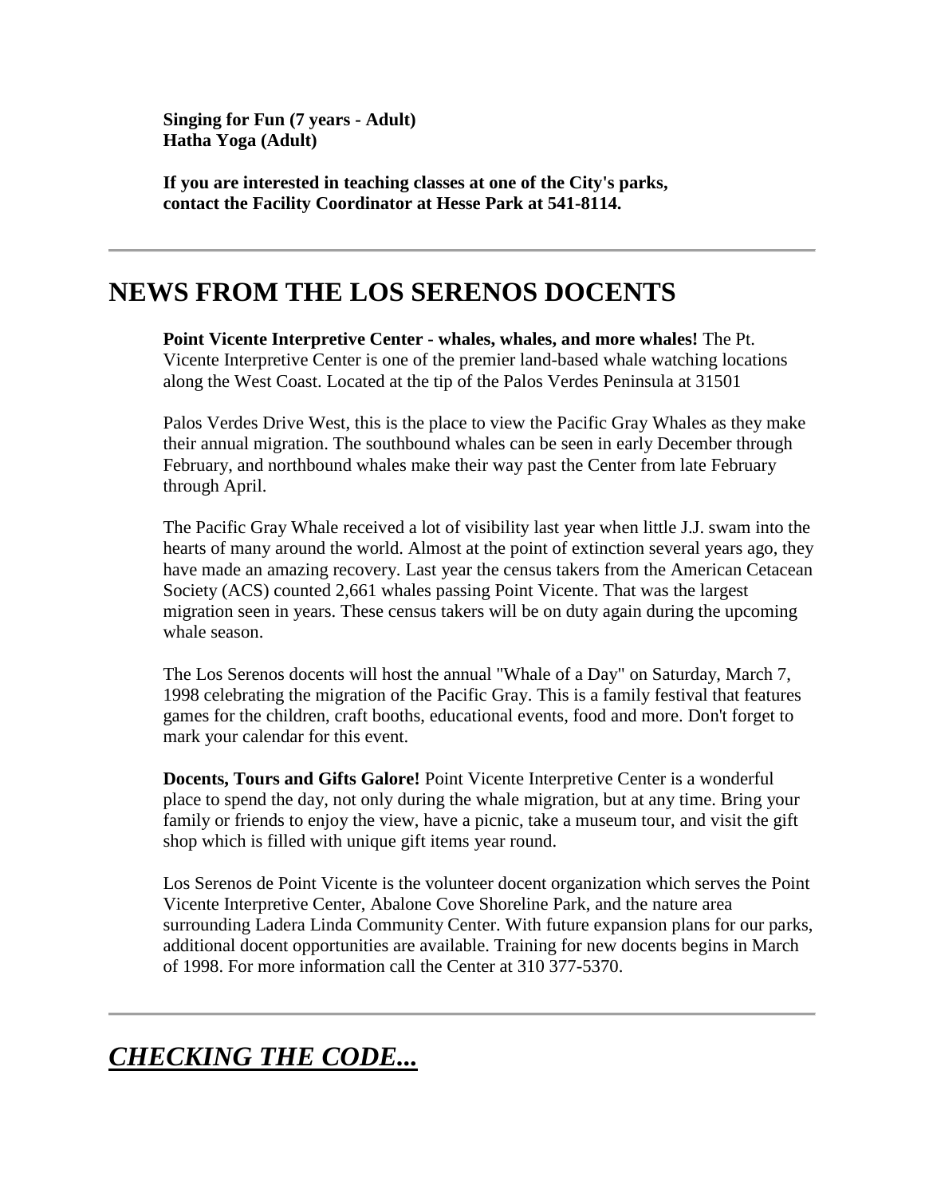**Singing for Fun (7 years - Adult)**
**Hatha Yoga (Adult)**

**If you are interested in teaching classes at one of the City's parks, contact the Facility Coordinator at Hesse Park at 541-8114.**

---

## NEWS FROM THE LOS SERENOS DOCENTS

**Point Vicente Interpretive Center - whales, whales, and more whales!** The Pt. Vicente Interpretive Center is one of the premier land-based whale watching locations along the West Coast. Located at the tip of the Palos Verdes Peninsula at 31501

Palos Verdes Drive West, this is the place to view the Pacific Gray Whales as they make their annual migration. The southbound whales can be seen in early December through February, and northbound whales make their way past the Center from late February through April.

The Pacific Gray Whale received a lot of visibility last year when little J.J. swam into the hearts of many around the world. Almost at the point of extinction several years ago, they have made an amazing recovery. Last year the census takers from the American Cetacean Society (ACS) counted 2,661 whales passing Point Vicente. That was the largest migration seen in years. These census takers will be on duty again during the upcoming whale season.

The Los Serenos docents will host the annual "Whale of a Day" on Saturday, March 7, 1998 celebrating the migration of the Pacific Gray. This is a family festival that features games for the children, craft booths, educational events, food and more. Don't forget to mark your calendar for this event.

**Docents, Tours and Gifts Galore!** Point Vicente Interpretive Center is a wonderful place to spend the day, not only during the whale migration, but at any time. Bring your family or friends to enjoy the view, have a picnic, take a museum tour, and visit the gift shop which is filled with unique gift items year round.

Los Serenos de Point Vicente is the volunteer docent organization which serves the Point Vicente Interpretive Center, Abalone Cove Shoreline Park, and the nature area surrounding Ladera Linda Community Center. With future expansion plans for our parks, additional docent opportunities are available. Training for new docents begins in March of 1998. For more information call the Center at 310 377-5370.

---

## ***CHECKING THE CODE...***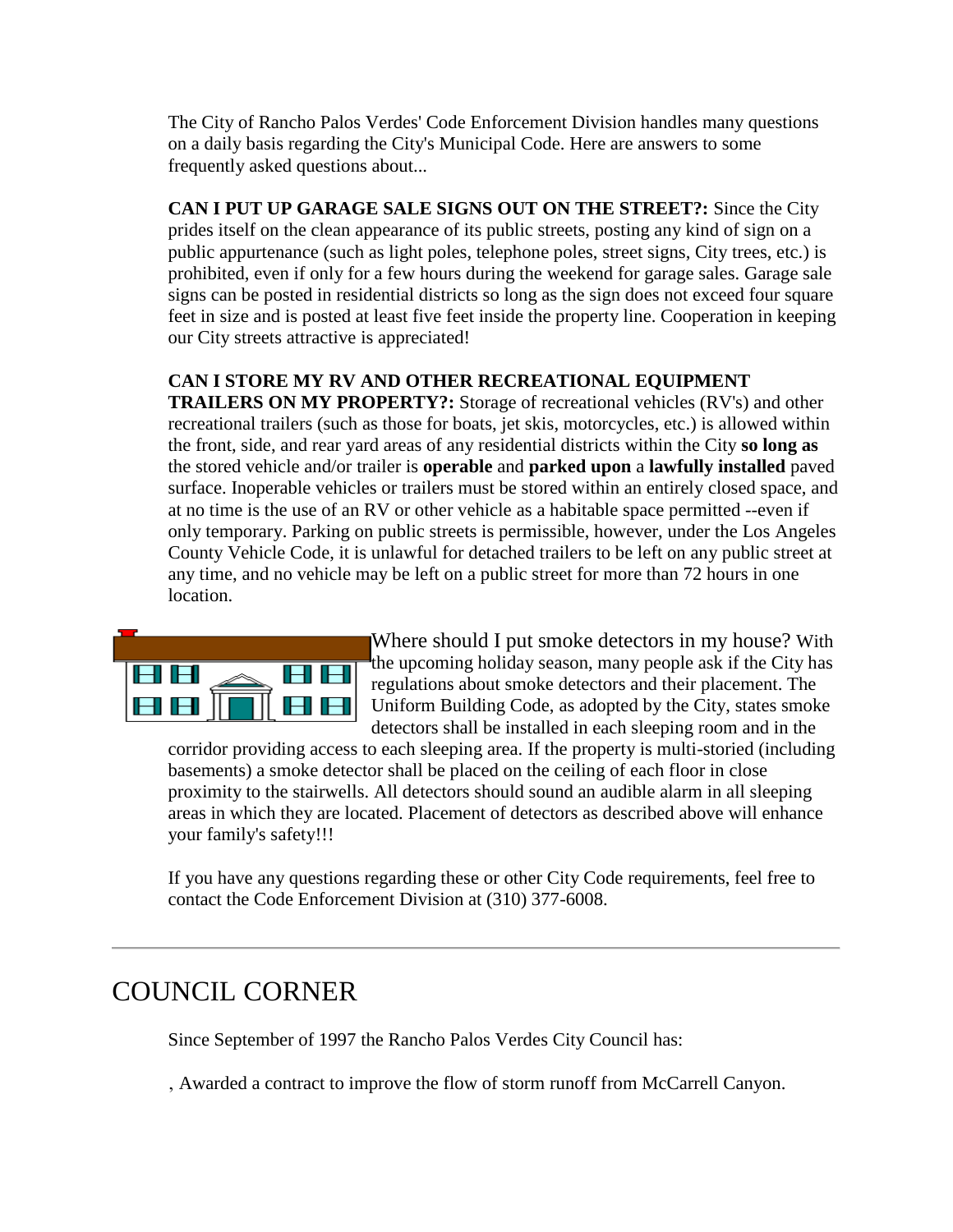The City of Rancho Palos Verdes' Code Enforcement Division handles many questions on a daily basis regarding the City's Municipal Code. Here are answers to some frequently asked questions about...

**CAN I PUT UP GARAGE SALE SIGNS OUT ON THE STREET?:** Since the City prides itself on the clean appearance of its public streets, posting any kind of sign on a public appurtenance (such as light poles, telephone poles, street signs, City trees, etc.) is prohibited, even if only for a few hours during the weekend for garage sales. Garage sale signs can be posted in residential districts so long as the sign does not exceed four square feet in size and is posted at least five feet inside the property line. Cooperation in keeping our City streets attractive is appreciated!

**CAN I STORE MY RV AND OTHER RECREATIONAL EQUIPMENT TRAILERS ON MY PROPERTY?:** Storage of recreational vehicles (RV's) and other recreational trailers (such as those for boats, jet skis, motorcycles, etc.) is allowed within the front, side, and rear yard areas of any residential districts within the City **so long as** the stored vehicle and/or trailer is **operable** and **parked upon** a **lawfully installed** paved surface. Inoperable vehicles or trailers must be stored within an entirely closed space, and at no time is the use of an RV or other vehicle as a habitable space permitted --even if only temporary. Parking on public streets is permissible, however, under the Los Angeles County Vehicle Code, it is unlawful for detached trailers to be left on any public street at any time, and no vehicle may be left on a public street for more than 72 hours in one location.

Where should I put smoke detectors in my house? With the upcoming holiday season, many people ask if the City has regulations about smoke detectors and their placement. The Uniform Building Code, as adopted by the City, states smoke detectors shall be installed in each sleeping room and in the corridor providing access to each sleeping area. If the property is multi-storied (including basements) a smoke detector shall be placed on the ceiling of each floor in close proximity to the stairwells. All detectors should sound an audible alarm in all sleeping areas in which they are located. Placement of detectors as described above will enhance your family's safety!!!

If you have any questions regarding these or other City Code requirements, feel free to contact the Code Enforcement Division at (310) 377-6008.

---

# COUNCIL CORNER

Since September of 1997 the Rancho Palos Verdes City Council has:

, Awarded a contract to improve the flow of storm runoff from McCarrell Canyon.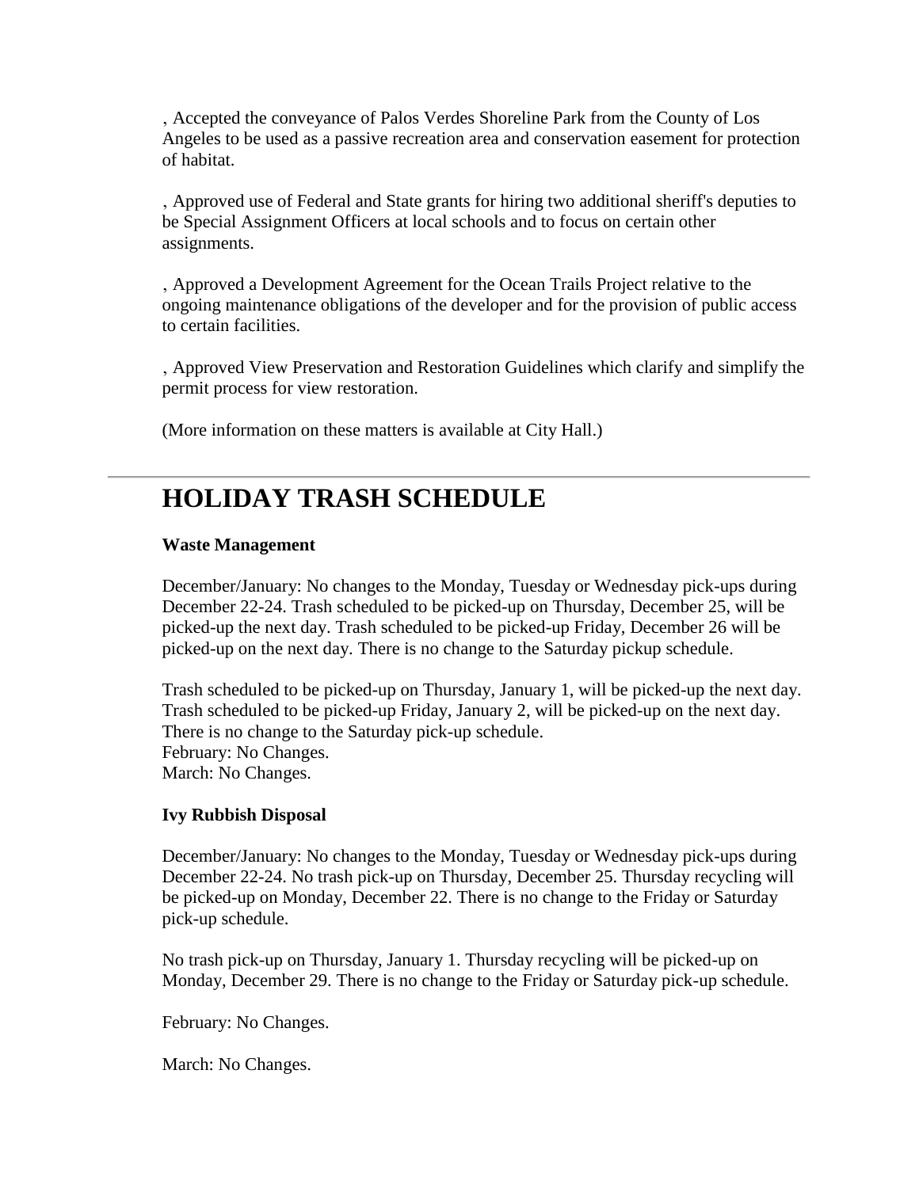, Accepted the conveyance of Palos Verdes Shoreline Park from the County of Los Angeles to be used as a passive recreation area and conservation easement for protection of habitat.

, Approved use of Federal and State grants for hiring two additional sheriff's deputies to be Special Assignment Officers at local schools and to focus on certain other assignments.

, Approved a Development Agreement for the Ocean Trails Project relative to the ongoing maintenance obligations of the developer and for the provision of public access to certain facilities.

, Approved View Preservation and Restoration Guidelines which clarify and simplify the permit process for view restoration.

(More information on these matters is available at City Hall.)

---

# HOLIDAY TRASH SCHEDULE

**Waste Management**

December/January: No changes to the Monday, Tuesday or Wednesday pick-ups during December 22-24. Trash scheduled to be picked-up on Thursday, December 25, will be picked-up the next day. Trash scheduled to be picked-up Friday, December 26 will be picked-up on the next day. There is no change to the Saturday pickup schedule.

Trash scheduled to be picked-up on Thursday, January 1, will be picked-up the next day. Trash scheduled to be picked-up Friday, January 2, will be picked-up on the next day. There is no change to the Saturday pick-up schedule.
February: No Changes.
March: No Changes.

**Ivy Rubbish Disposal**

December/January: No changes to the Monday, Tuesday or Wednesday pick-ups during December 22-24. No trash pick-up on Thursday, December 25. Thursday recycling will be picked-up on Monday, December 22. There is no change to the Friday or Saturday pick-up schedule.

No trash pick-up on Thursday, January 1. Thursday recycling will be picked-up on Monday, December 29. There is no change to the Friday or Saturday pick-up schedule.

February: No Changes.

March: No Changes.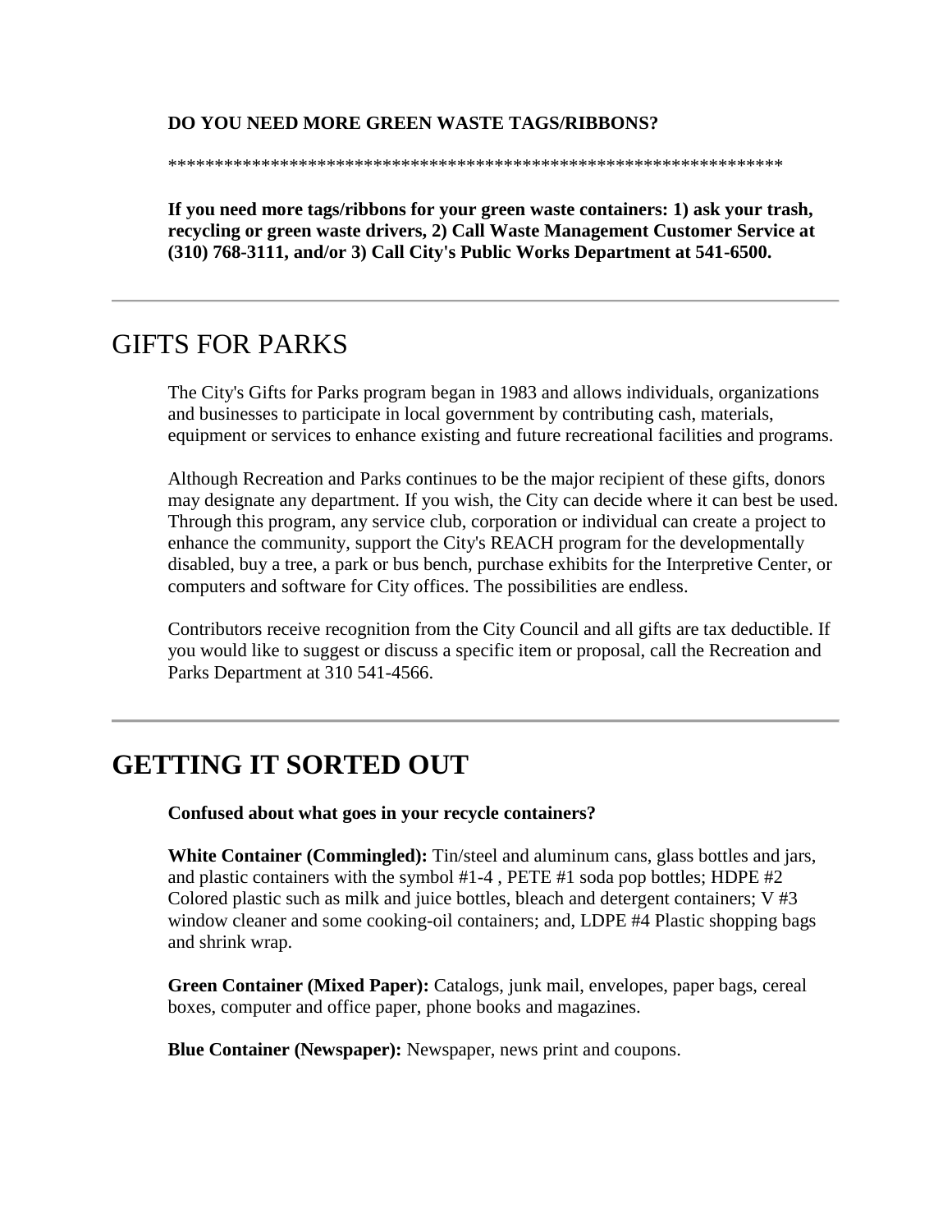**DO YOU NEED MORE GREEN WASTE TAGS/RIBBONS?**

*******************************************************************

**If you need more tags/ribbons for your green waste containers: 1) ask your trash, recycling or green waste drivers, 2) Call Waste Management Customer Service at (310) 768-3111, and/or 3) Call City's Public Works Department at 541-6500.**

---

## GIFTS FOR PARKS

The City's Gifts for Parks program began in 1983 and allows individuals, organizations and businesses to participate in local government by contributing cash, materials, equipment or services to enhance existing and future recreational facilities and programs.

Although Recreation and Parks continues to be the major recipient of these gifts, donors may designate any department. If you wish, the City can decide where it can best be used. Through this program, any service club, corporation or individual can create a project to enhance the community, support the City's REACH program for the developmentally disabled, buy a tree, a park or bus bench, purchase exhibits for the Interpretive Center, or computers and software for City offices. The possibilities are endless.

Contributors receive recognition from the City Council and all gifts are tax deductible. If you would like to suggest or discuss a specific item or proposal, call the Recreation and Parks Department at 310 541-4566.

---

# GETTING IT SORTED OUT

**Confused about what goes in your recycle containers?**

**White Container (Commingled):** Tin/steel and aluminum cans, glass bottles and jars, and plastic containers with the symbol #1-4 , PETE #1 soda pop bottles; HDPE #2 Colored plastic such as milk and juice bottles, bleach and detergent containers; V #3 window cleaner and some cooking-oil containers; and, LDPE #4 Plastic shopping bags and shrink wrap.

**Green Container (Mixed Paper):** Catalogs, junk mail, envelopes, paper bags, cereal boxes, computer and office paper, phone books and magazines.

**Blue Container (Newspaper):** Newspaper, news print and coupons.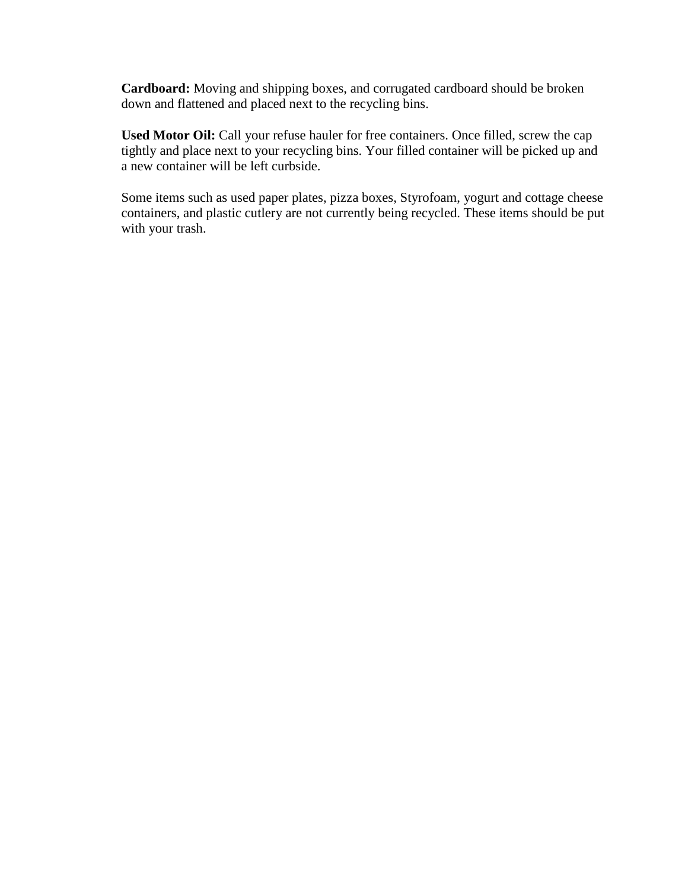**Cardboard:** Moving and shipping boxes, and corrugated cardboard should be broken down and flattened and placed next to the recycling bins.

**Used Motor Oil:** Call your refuse hauler for free containers. Once filled, screw the cap tightly and place next to your recycling bins. Your filled container will be picked up and a new container will be left curbside.

Some items such as used paper plates, pizza boxes, Styrofoam, yogurt and cottage cheese containers, and plastic cutlery are not currently being recycled. These items should be put with your trash.